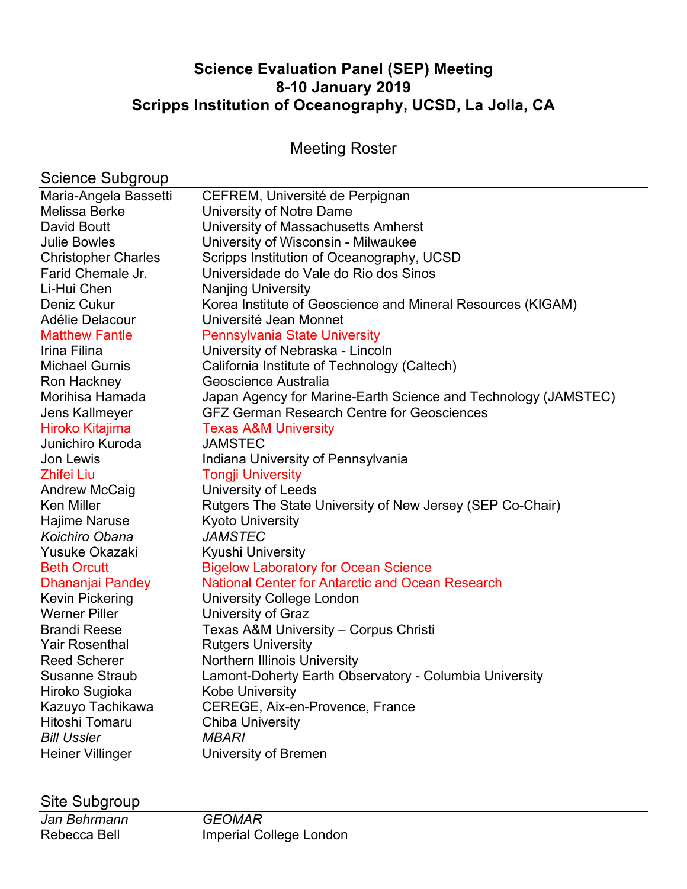# Science Evaluation Panel (SEP) Meeting
# 8-10 January 2019
# Scripps Institution of Oceanography, UCSD, La Jolla, CA

## Meeting Roster

### Science Subgroup

| | |
|---|---|
| Maria-Angela Bassetti | CEFREM, Université de Perpignan |
| Melissa Berke | University of Notre Dame |
| David Boutt | University of Massachusetts Amherst |
| Julie Bowles | University of Wisconsin - Milwaukee |
| Christopher Charles | Scripps Institution of Oceanography, UCSD |
| Farid Chemale Jr. | Universidade do Vale do Rio dos Sinos |
| Li-Hui Chen | Nanjing University |
| Deniz Cukur | Korea Institute of Geoscience and Mineral Resources (KIGAM) |
| Adélie Delacour | Université Jean Monnet |
| Matthew Fantle | Pennsylvania State University |
| Irina Filina | University of Nebraska - Lincoln |
| Michael Gurnis | California Institute of Technology (Caltech) |
| Ron Hackney | Geoscience Australia |
| Morihisa Hamada | Japan Agency for Marine-Earth Science and Technology (JAMSTEC) |
| Jens Kallmeyer | GFZ German Research Centre for Geosciences |
| Hiroko Kitajima | Texas A&M University |
| Junichiro Kuroda | JAMSTEC |
| Jon Lewis | Indiana University of Pennsylvania |
| Zhifei Liu | Tongji University |
| Andrew McCaig | University of Leeds |
| Ken Miller | Rutgers The State University of New Jersey (SEP Co-Chair) |
| Hajime Naruse | Kyoto University |
| *Koichiro Obana* | *JAMSTEC* |
| Yusuke Okazaki | Kyushi University |
| Beth Orcutt | Bigelow Laboratory for Ocean Science |
| Dhananjai Pandey | National Center for Antarctic and Ocean Research |
| Kevin Pickering | University College London |
| Werner Piller | University of Graz |
| Brandi Reese | Texas A&M University – Corpus Christi |
| Yair Rosenthal | Rutgers University |
| Reed Scherer | Northern Illinois University |
| Susanne Straub | Lamont-Doherty Earth Observatory - Columbia University |
| Hiroko Sugioka | Kobe University |
| Kazuyo Tachikawa | CEREGE, Aix-en-Provence, France |
| Hitoshi Tomaru | Chiba University |
| *Bill Ussler* | *MBARI* |
| Heiner Villinger | University of Bremen |

### Site Subgroup

| | |
|---|---|
| *Jan Behrmann* | *GEOMAR* |
| Rebecca Bell | Imperial College London |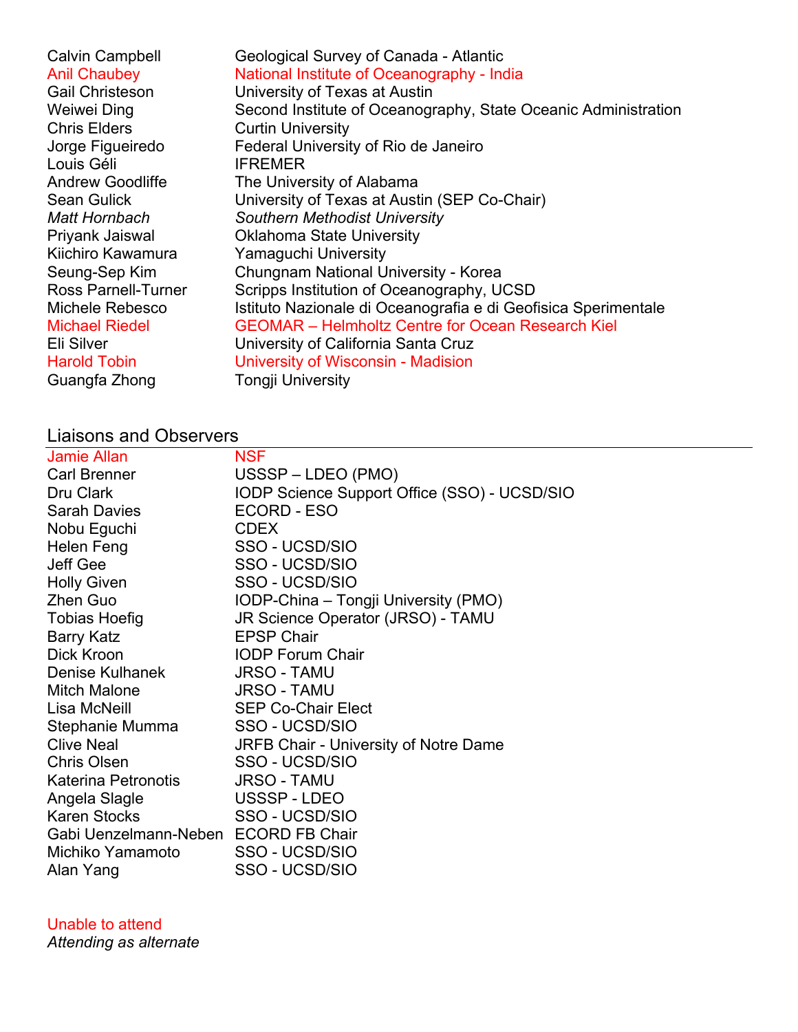| | |
|---|---|
| Calvin Campbell | Geological Survey of Canada - Atlantic |
| Anil Chaubey | National Institute of Oceanography - India |
| Gail Christeson | University of Texas at Austin |
| Weiwei Ding | Second Institute of Oceanography, State Oceanic Administration |
| Chris Elders | Curtin University |
| Jorge Figueiredo | Federal University of Rio de Janeiro |
| Louis Géli | IFREMER |
| Andrew Goodliffe | The University of Alabama |
| Sean Gulick | University of Texas at Austin (SEP Co-Chair) |
| *Matt Hornbach* | *Southern Methodist University* |
| Priyank Jaiswal | Oklahoma State University |
| Kiichiro Kawamura | Yamaguchi University |
| Seung-Sep Kim | Chungnam National University - Korea |
| Ross Parnell-Turner | Scripps Institution of Oceanography, UCSD |
| Michele Rebesco | Istituto Nazionale di Oceanografia e di Geofisica Sperimentale |
| Michael Riedel | GEOMAR – Helmholtz Centre for Ocean Research Kiel |
| Eli Silver | University of California Santa Cruz |
| Harold Tobin | University of Wisconsin - Madision |
| Guangfa Zhong | Tongji University |

## Liaisons and Observers

| | |
|---|---|
| Jamie Allan | NSF |
| Carl Brenner | USSSP – LDEO (PMO) |
| Dru Clark | IODP Science Support Office (SSO) - UCSD/SIO |
| Sarah Davies | ECORD - ESO |
| Nobu Eguchi | CDEX |
| Helen Feng | SSO - UCSD/SIO |
| Jeff Gee | SSO - UCSD/SIO |
| Holly Given | SSO - UCSD/SIO |
| Zhen Guo | IODP-China – Tongji University (PMO) |
| Tobias Hoefig | JR Science Operator (JRSO) - TAMU |
| Barry Katz | EPSP Chair |
| Dick Kroon | IODP Forum Chair |
| Denise Kulhanek | JRSO - TAMU |
| Mitch Malone | JRSO - TAMU |
| Lisa McNeill | SEP Co-Chair Elect |
| Stephanie Mumma | SSO - UCSD/SIO |
| Clive Neal | JRFB Chair - University of Notre Dame |
| Chris Olsen | SSO - UCSD/SIO |
| Katerina Petronotis | JRSO - TAMU |
| Angela Slagle | USSSP - LDEO |
| Karen Stocks | SSO - UCSD/SIO |
| Gabi Uenzelmann-Neben | ECORD FB Chair |
| Michiko Yamamoto | SSO - UCSD/SIO |
| Alan Yang | SSO - UCSD/SIO |

Unable to attend (names shown in red in the original: Anil Chaubey, Michael Riedel, Harold Tobin, Jamie Allan)

*Attending as alternate*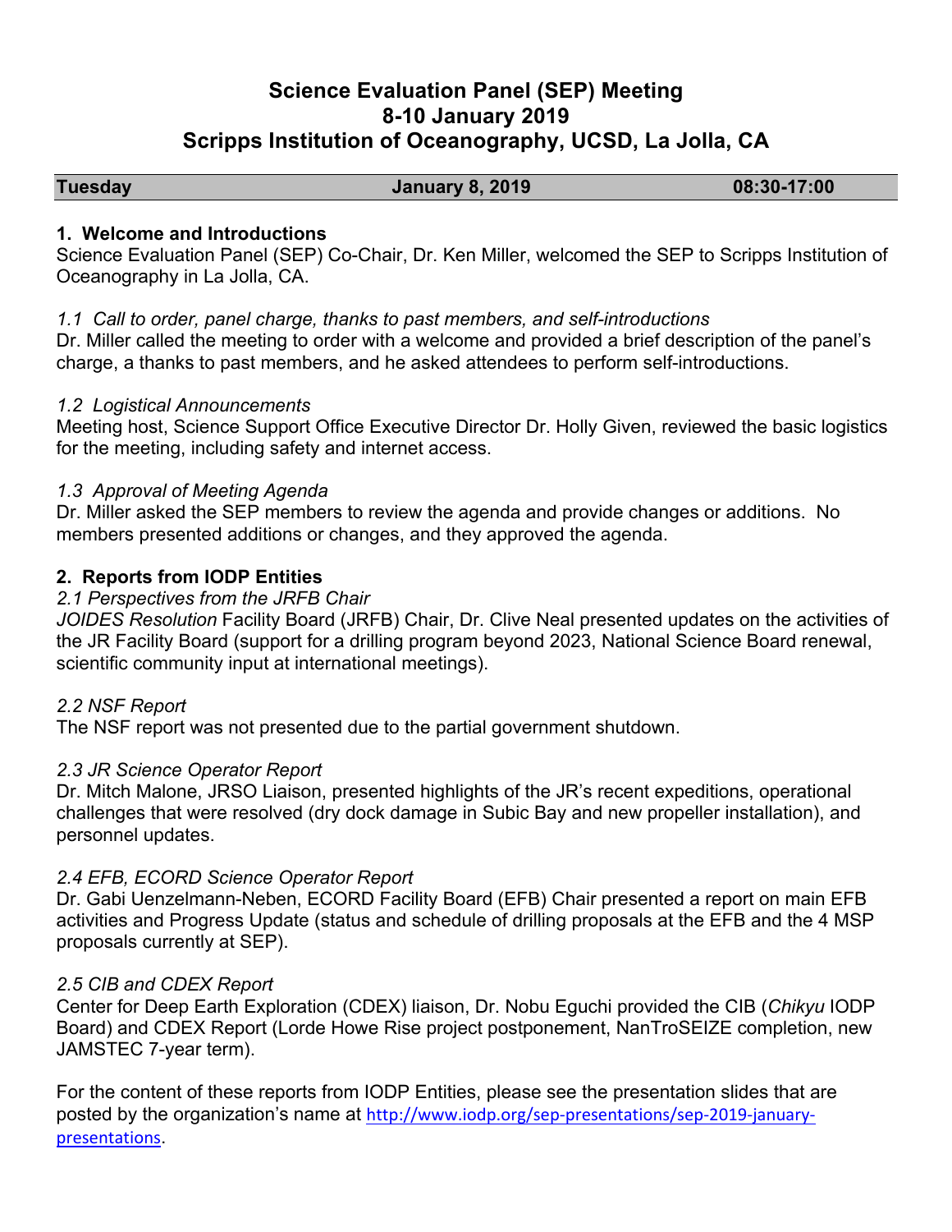# Science Evaluation Panel (SEP) Meeting
# 8-10 January 2019
# Scripps Institution of Oceanography, UCSD, La Jolla, CA

| Tuesday | January 8, 2019 | 08:30-17:00 |
|---|---|---|

### 1. Welcome and Introductions

Science Evaluation Panel (SEP) Co-Chair, Dr. Ken Miller, welcomed the SEP to Scripps Institution of Oceanography in La Jolla, CA.

*1.1 Call to order, panel charge, thanks to past members, and self-introductions*

Dr. Miller called the meeting to order with a welcome and provided a brief description of the panel's charge, a thanks to past members, and he asked attendees to perform self-introductions.

*1.2 Logistical Announcements*

Meeting host, Science Support Office Executive Director Dr. Holly Given, reviewed the basic logistics for the meeting, including safety and internet access.

*1.3 Approval of Meeting Agenda*

Dr. Miller asked the SEP members to review the agenda and provide changes or additions. No members presented additions or changes, and they approved the agenda.

### 2. Reports from IODP Entities

*2.1 Perspectives from the JRFB Chair*

*JOIDES Resolution* Facility Board (JRFB) Chair, Dr. Clive Neal presented updates on the activities of the JR Facility Board (support for a drilling program beyond 2023, National Science Board renewal, scientific community input at international meetings).

*2.2 NSF Report*

The NSF report was not presented due to the partial government shutdown.

*2.3 JR Science Operator Report*

Dr. Mitch Malone, JRSO Liaison, presented highlights of the JR's recent expeditions, operational challenges that were resolved (dry dock damage in Subic Bay and new propeller installation), and personnel updates.

*2.4 EFB, ECORD Science Operator Report*

Dr. Gabi Uenzelmann-Neben, ECORD Facility Board (EFB) Chair presented a report on main EFB activities and Progress Update (status and schedule of drilling proposals at the EFB and the 4 MSP proposals currently at SEP).

*2.5 CIB and CDEX Report*

Center for Deep Earth Exploration (CDEX) liaison, Dr. Nobu Eguchi provided the CIB (*Chikyu* IODP Board) and CDEX Report (Lorde Howe Rise project postponement, NanTroSEIZE completion, new JAMSTEC 7-year term).

For the content of these reports from IODP Entities, please see the presentation slides that are posted by the organization's name at http://www.iodp.org/sep-presentations/sep-2019-january-presentations.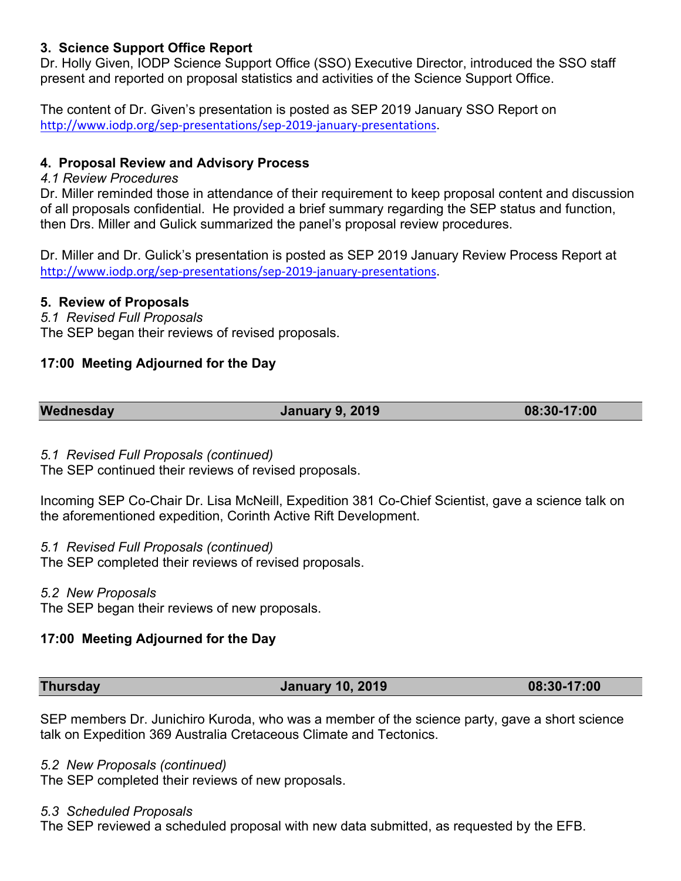### 3. Science Support Office Report

Dr. Holly Given, IODP Science Support Office (SSO) Executive Director, introduced the SSO staff present and reported on proposal statistics and activities of the Science Support Office.

The content of Dr. Given's presentation is posted as SEP 2019 January SSO Report on http://www.iodp.org/sep-presentations/sep-2019-january-presentations.

### 4. Proposal Review and Advisory Process

*4.1 Review Procedures*

Dr. Miller reminded those in attendance of their requirement to keep proposal content and discussion of all proposals confidential. He provided a brief summary regarding the SEP status and function, then Drs. Miller and Gulick summarized the panel's proposal review procedures.

Dr. Miller and Dr. Gulick's presentation is posted as SEP 2019 January Review Process Report at http://www.iodp.org/sep-presentations/sep-2019-january-presentations.

### 5. Review of Proposals

*5.1 Revised Full Proposals*

The SEP began their reviews of revised proposals.

**17:00 Meeting Adjourned for the Day**

| **Wednesday** | **January 9, 2019** | **08:30-17:00** |
|---|---|---|

*5.1 Revised Full Proposals (continued)*

The SEP continued their reviews of revised proposals.

Incoming SEP Co-Chair Dr. Lisa McNeill, Expedition 381 Co-Chief Scientist, gave a science talk on the aforementioned expedition, Corinth Active Rift Development.

*5.1 Revised Full Proposals (continued)*

The SEP completed their reviews of revised proposals.

*5.2 New Proposals*

The SEP began their reviews of new proposals.

**17:00 Meeting Adjourned for the Day**

| **Thursday** | **January 10, 2019** | **08:30-17:00** |
|---|---|---|

SEP members Dr. Junichiro Kuroda, who was a member of the science party, gave a short science talk on Expedition 369 Australia Cretaceous Climate and Tectonics.

*5.2 New Proposals (continued)*

The SEP completed their reviews of new proposals.

*5.3 Scheduled Proposals*

The SEP reviewed a scheduled proposal with new data submitted, as requested by the EFB.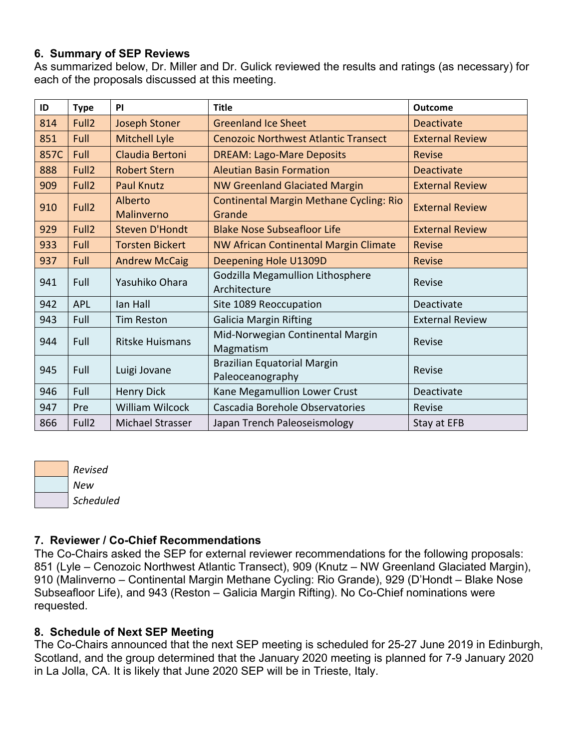## 6. Summary of SEP Reviews

As summarized below, Dr. Miller and Dr. Gulick reviewed the results and ratings (as necessary) for each of the proposals discussed at this meeting.

| ID | Type | PI | Title | Outcome |
|---|---|---|---|---|
| 814 | Full2 | Joseph Stoner | Greenland Ice Sheet | Deactivate |
| 851 | Full | Mitchell Lyle | Cenozoic Northwest Atlantic Transect | External Review |
| 857C | Full | Claudia Bertoni | DREAM: Lago-Mare Deposits | Revise |
| 888 | Full2 | Robert Stern | Aleutian Basin Formation | Deactivate |
| 909 | Full2 | Paul Knutz | NW Greenland Glaciated Margin | External Review |
| 910 | Full2 | Alberto Malinverno | Continental Margin Methane Cycling: Rio Grande | External Review |
| 929 | Full2 | Steven D'Hondt | Blake Nose Subseafloor Life | External Review |
| 933 | Full | Torsten Bickert | NW African Continental Margin Climate | Revise |
| 937 | Full | Andrew McCaig | Deepening Hole U1309D | Revise |
| 941 | Full | Yasuhiko Ohara | Godzilla Megamullion Lithosphere Architecture | Revise |
| 942 | APL | Ian Hall | Site 1089 Reoccupation | Deactivate |
| 943 | Full | Tim Reston | Galicia Margin Rifting | External Review |
| 944 | Full | Ritske Huismans | Mid-Norwegian Continental Margin Magmatism | Revise |
| 945 | Full | Luigi Jovane | Brazilian Equatorial Margin Paleoceanography | Revise |
| 946 | Full | Henry Dick | Kane Megamullion Lower Crust | Deactivate |
| 947 | Pre | William Wilcock | Cascadia Borehole Observatories | Revise |
| 866 | Full2 | Michael Strasser | Japan Trench Paleoseismology | Stay at EFB |

*Revised* (814–937)
*New* (941–947)
*Scheduled* (866)

## 7. Reviewer / Co-Chief Recommendations

The Co-Chairs asked the SEP for external reviewer recommendations for the following proposals: 851 (Lyle – Cenozoic Northwest Atlantic Transect), 909 (Knutz – NW Greenland Glaciated Margin), 910 (Malinverno – Continental Margin Methane Cycling: Rio Grande), 929 (D'Hondt – Blake Nose Subseafloor Life), and 943 (Reston – Galicia Margin Rifting). No Co-Chief nominations were requested.

## 8. Schedule of Next SEP Meeting

The Co-Chairs announced that the next SEP meeting is scheduled for 25-27 June 2019 in Edinburgh, Scotland, and the group determined that the January 2020 meeting is planned for 7-9 January 2020 in La Jolla, CA. It is likely that June 2020 SEP will be in Trieste, Italy.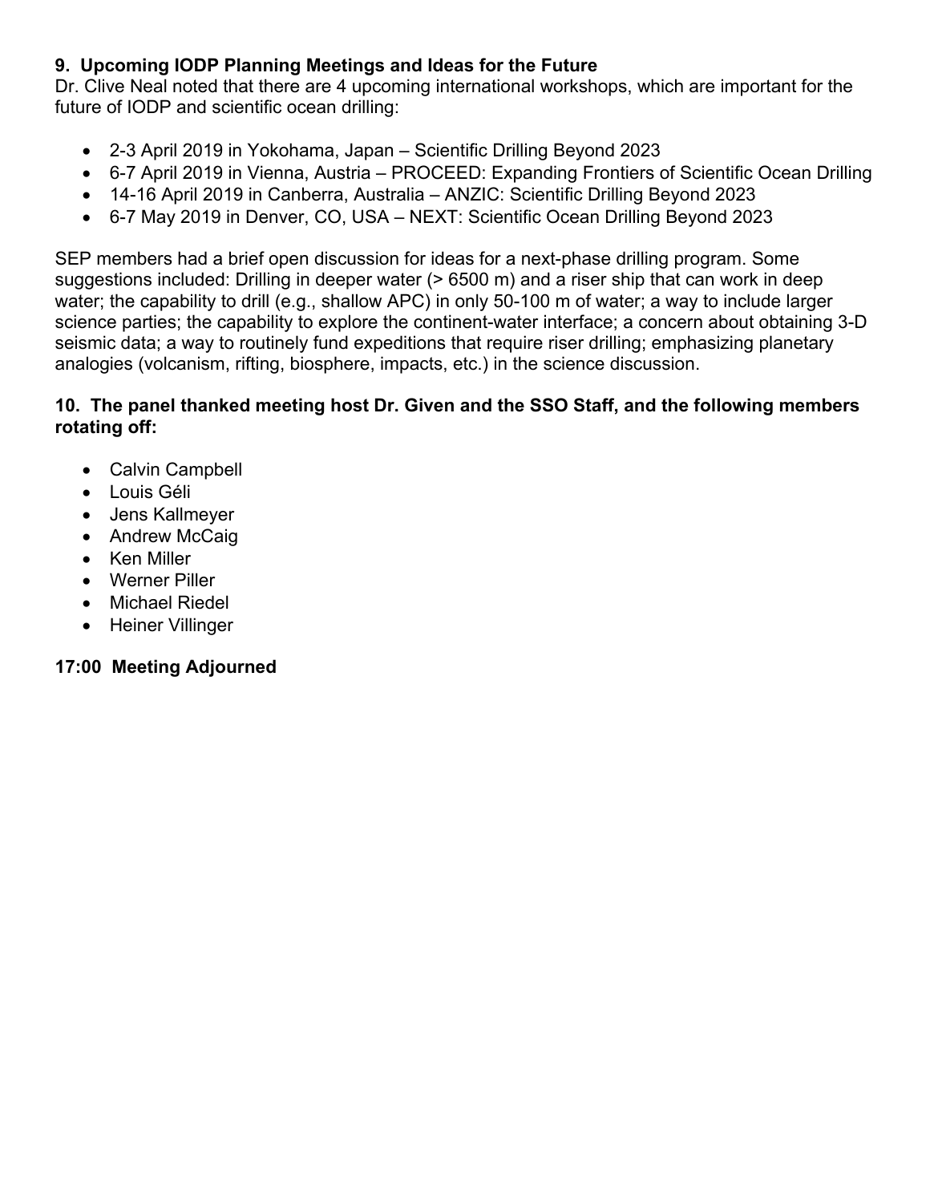**9. Upcoming IODP Planning Meetings and Ideas for the Future**

Dr. Clive Neal noted that there are 4 upcoming international workshops, which are important for the future of IODP and scientific ocean drilling:

- 2-3 April 2019 in Yokohama, Japan – Scientific Drilling Beyond 2023
- 6-7 April 2019 in Vienna, Austria – PROCEED: Expanding Frontiers of Scientific Ocean Drilling
- 14-16 April 2019 in Canberra, Australia – ANZIC: Scientific Drilling Beyond 2023
- 6-7 May 2019 in Denver, CO, USA – NEXT: Scientific Ocean Drilling Beyond 2023

SEP members had a brief open discussion for ideas for a next-phase drilling program. Some suggestions included: Drilling in deeper water (> 6500 m) and a riser ship that can work in deep water; the capability to drill (e.g., shallow APC) in only 50-100 m of water; a way to include larger science parties; the capability to explore the continent-water interface; a concern about obtaining 3-D seismic data; a way to routinely fund expeditions that require riser drilling; emphasizing planetary analogies (volcanism, rifting, biosphere, impacts, etc.) in the science discussion.

**10. The panel thanked meeting host Dr. Given and the SSO Staff, and the following members rotating off:**

- Calvin Campbell
- Louis Géli
- Jens Kallmeyer
- Andrew McCaig
- Ken Miller
- Werner Piller
- Michael Riedel
- Heiner Villinger

**17:00 Meeting Adjourned**